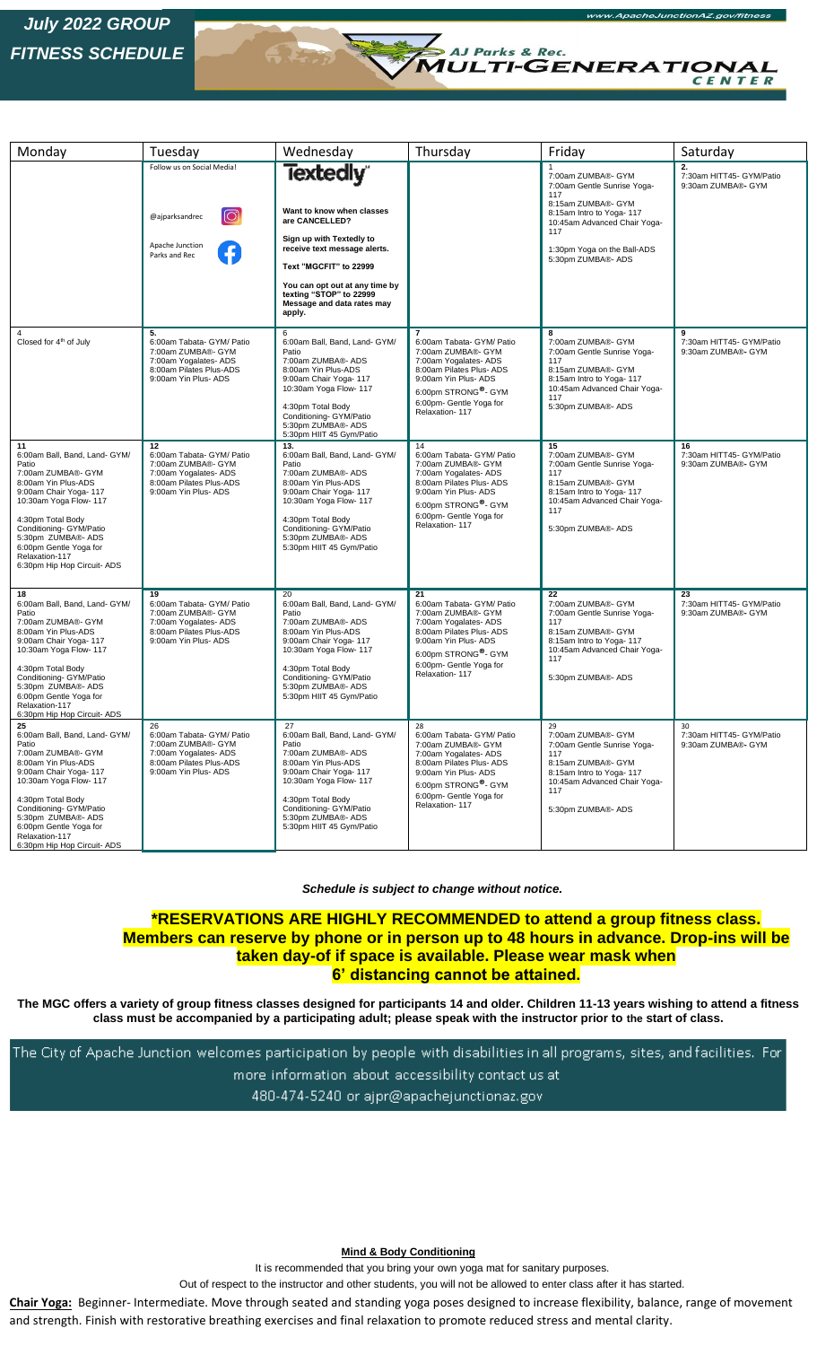# July 2022 GROUP FITNESS SCHEDULE

www.ApacheJunctionAZ.gov/fitness

AJ Parks & Rec. MULTI-GENERATIONAL CENTER

| Monday | Tuesday | Wednesday | Thursday | Friday | Saturday |
|---|---|---|---|---|---|
| | Follow us on Social Media! @ajparksandrec Apache Junction Parks and Rec | **Textedly** **Want to know when classes are CANCELLED?** **Sign up with Textedly to receive text message alerts.** **Text "MGCFIT" to 22999** **You can opt out at any time by texting "STOP" to 22999 Message and data rates may apply.** | | 1<br>7:00am ZUMBA®- GYM<br>7:00am Gentle Sunrise Yoga- 117<br>8:15am ZUMBA®- GYM<br>8:15am Intro to Yoga- 117<br>10:45am Advanced Chair Yoga- 117<br>1:30pm Yoga on the Ball-ADS<br>5:30pm ZUMBA®- ADS | **2.**<br>7:30am HITT45- GYM/Patio<br>9:30am ZUMBA®- GYM |
| 4<br>Closed for 4th of July | **5.**<br>6:00am Tabata- GYM/ Patio<br>7:00am ZUMBA®- GYM<br>7:00am Yogalates- ADS<br>8:00am Pilates Plus-ADS<br>9:00am Yin Plus- ADS | 6<br>6:00am Ball, Band, Land- GYM/ Patio<br>7:00am ZUMBA®- ADS<br>8:00am Yin Plus-ADS<br>9:00am Chair Yoga- 117<br>10:30am Yoga Flow- 117<br>4:30pm Total Body Conditioning- GYM/Patio<br>5:30pm ZUMBA®- ADS<br>5:30pm HIIT 45 Gym/Patio | **7**<br>6:00am Tabata- GYM/ Patio<br>7:00am ZUMBA®- GYM<br>7:00am Yogalates- ADS<br>8:00am Pilates Plus- ADS<br>9:00am Yin Plus- ADS<br>6:00pm STRONG®- GYM<br>6:00pm- Gentle Yoga for Relaxation- 117 | **8**<br>7:00am ZUMBA®- GYM<br>7:00am Gentle Sunrise Yoga- 117<br>8:15am ZUMBA®- GYM<br>8:15am Intro to Yoga- 117<br>10:45am Advanced Chair Yoga- 117<br>5:30pm ZUMBA®- ADS | **9**<br>7:30am HITT45- GYM/Patio<br>9:30am ZUMBA®- GYM |
| **11**<br>6:00am Ball, Band, Land- GYM/ Patio<br>7:00am ZUMBA®- GYM<br>8:00am Yin Plus-ADS<br>9:00am Chair Yoga- 117<br>10:30am Yoga Flow- 117<br>4:30pm Total Body Conditioning- GYM/Patio<br>5:30pm ZUMBA®- ADS<br>6:00pm Gentle Yoga for Relaxation-117<br>6:30pm Hip Hop Circuit- ADS | **12**<br>6:00am Tabata- GYM/ Patio<br>7:00am ZUMBA®- GYM<br>7:00am Yogalates- ADS<br>8:00am Pilates Plus-ADS<br>9:00am Yin Plus- ADS | **13.**<br>6:00am Ball, Band, Land- GYM/ Patio<br>7:00am ZUMBA®- ADS<br>8:00am Yin Plus-ADS<br>9:00am Chair Yoga- 117<br>10:30am Yoga Flow- 117<br>4:30pm Total Body Conditioning- GYM/Patio<br>5:30pm ZUMBA®- ADS<br>5:30pm HIIT 45 Gym/Patio | 14<br>6:00am Tabata- GYM/ Patio<br>7:00am ZUMBA®- GYM<br>7:00am Yogalates- ADS<br>8:00am Pilates Plus- ADS<br>9:00am Yin Plus- ADS<br>6:00pm STRONG®- GYM<br>6:00pm- Gentle Yoga for Relaxation- 117 | **15**<br>7:00am ZUMBA®- GYM<br>7:00am Gentle Sunrise Yoga- 117<br>8:15am ZUMBA®- GYM<br>8:15am Intro to Yoga- 117<br>10:45am Advanced Chair Yoga- 117<br>5:30pm ZUMBA®- ADS | **16**<br>7:30am HITT45- GYM/Patio<br>9:30am ZUMBA®- GYM |
| **18**<br>6:00am Ball, Band, Land- GYM/ Patio<br>7:00am ZUMBA®- GYM<br>8:00am Yin Plus-ADS<br>9:00am Chair Yoga- 117<br>10:30am Yoga Flow- 117<br>4:30pm Total Body Conditioning- GYM/Patio<br>5:30pm ZUMBA®- ADS<br>6:00pm Gentle Yoga for Relaxation-117<br>6:30pm Hip Hop Circuit- ADS | **19**<br>6:00am Tabata- GYM/ Patio<br>7:00am ZUMBA®- GYM<br>7:00am Yogalates- ADS<br>8:00am Pilates Plus-ADS<br>9:00am Yin Plus- ADS | 20<br>6:00am Ball, Band, Land- GYM/ Patio<br>7:00am ZUMBA®- ADS<br>8:00am Yin Plus-ADS<br>9:00am Chair Yoga- 117<br>10:30am Yoga Flow- 117<br>4:30pm Total Body Conditioning- GYM/Patio<br>5:30pm ZUMBA®- ADS<br>5:30pm HIIT 45 Gym/Patio | **21**<br>6:00am Tabata- GYM/ Patio<br>7:00am ZUMBA®- GYM<br>7:00am Yogalates- ADS<br>8:00am Pilates Plus- ADS<br>9:00am Yin Plus- ADS<br>6:00pm STRONG®- GYM<br>6:00pm- Gentle Yoga for Relaxation- 117 | **22**<br>7:00am ZUMBA®- GYM<br>7:00am Gentle Sunrise Yoga- 117<br>8:15am ZUMBA®- GYM<br>8:15am Intro to Yoga- 117<br>10:45am Advanced Chair Yoga- 117<br>5:30pm ZUMBA®- ADS | **23**<br>7:30am HITT45- GYM/Patio<br>9:30am ZUMBA®- GYM |
| **25**<br>6:00am Ball, Band, Land- GYM/ Patio<br>7:00am ZUMBA®- GYM<br>8:00am Yin Plus-ADS<br>9:00am Chair Yoga- 117<br>10:30am Yoga Flow- 117<br>4:30pm Total Body Conditioning- GYM/Patio<br>5:30pm ZUMBA®- ADS<br>6:00pm Gentle Yoga for Relaxation-117<br>6:30pm Hip Hop Circuit- ADS | 26<br>6:00am Tabata- GYM/ Patio<br>7:00am ZUMBA®- GYM<br>7:00am Yogalates- ADS<br>8:00am Pilates Plus-ADS<br>9:00am Yin Plus- ADS | 27<br>6:00am Ball, Band, Land- GYM/ Patio<br>7:00am ZUMBA®- ADS<br>8:00am Yin Plus-ADS<br>9:00am Chair Yoga- 117<br>10:30am Yoga Flow- 117<br>4:30pm Total Body Conditioning- GYM/Patio<br>5:30pm ZUMBA®- ADS<br>5:30pm HIIT 45 Gym/Patio | 28<br>6:00am Tabata- GYM/ Patio<br>7:00am ZUMBA®- GYM<br>7:00am Yogalates- ADS<br>8:00am Pilates Plus- ADS<br>9:00am Yin Plus- ADS<br>6:00pm STRONG®- GYM<br>6:00pm- Gentle Yoga for Relaxation- 117 | 29<br>7:00am ZUMBA®- GYM<br>7:00am Gentle Sunrise Yoga- 117<br>8:15am ZUMBA®- GYM<br>8:15am Intro to Yoga- 117<br>10:45am Advanced Chair Yoga- 117<br>5:30pm ZUMBA®- ADS | 30<br>7:30am HITT45- GYM/Patio<br>9:30am ZUMBA®- GYM |

***Schedule is subject to change without notice.***

**\*RESERVATIONS ARE HIGHLY RECOMMENDED to attend a group fitness class. Members can reserve by phone or in person up to 48 hours in advance. Drop-ins will be taken day-of if space is available. Please wear mask when 6' distancing cannot be attained.**

**The MGC offers a variety of group fitness classes designed for participants 14 and older. Children 11-13 years wishing to attend a fitness class must be accompanied by a participating adult; please speak with the instructor prior to the start of class.**

The City of Apache Junction welcomes participation by people with disabilities in all programs, sites, and facilities. For more information about accessibility contact us at 480-474-5240 or ajpr@apachejunctionaz.gov

**Mind & Body Conditioning**

It is recommended that you bring your own yoga mat for sanitary purposes.

Out of respect to the instructor and other students, you will not be allowed to enter class after it has started.

**Chair Yoga:** Beginner- Intermediate. Move through seated and standing yoga poses designed to increase flexibility, balance, range of movement and strength. Finish with restorative breathing exercises and final relaxation to promote reduced stress and mental clarity.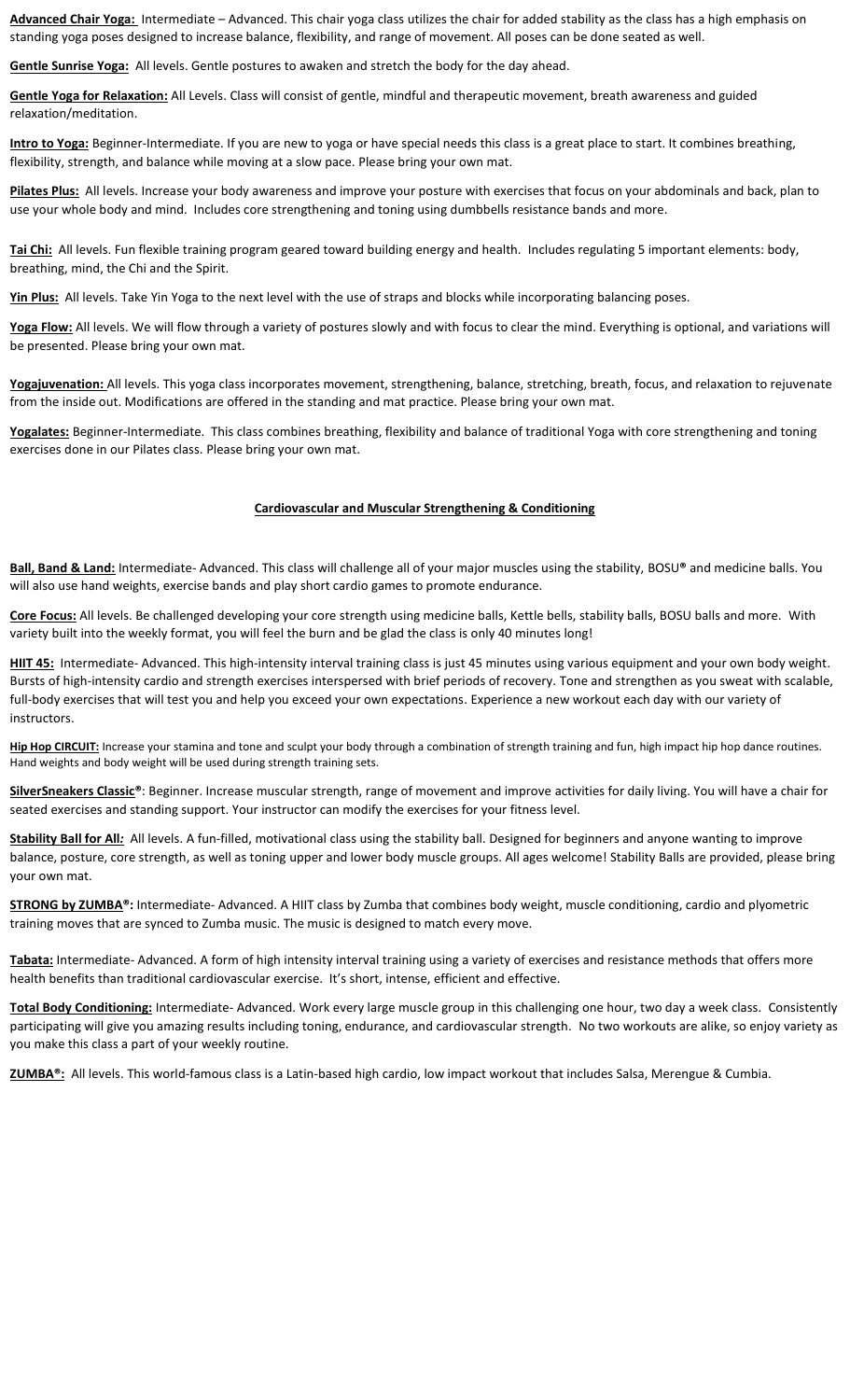**Advanced Chair Yoga:** Intermediate – Advanced. This chair yoga class utilizes the chair for added stability as the class has a high emphasis on standing yoga poses designed to increase balance, flexibility, and range of movement. All poses can be done seated as well.

**Gentle Sunrise Yoga:** All levels. Gentle postures to awaken and stretch the body for the day ahead.

**Gentle Yoga for Relaxation:** All Levels. Class will consist of gentle, mindful and therapeutic movement, breath awareness and guided relaxation/meditation.

**Intro to Yoga:** Beginner-Intermediate. If you are new to yoga or have special needs this class is a great place to start. It combines breathing, flexibility, strength, and balance while moving at a slow pace. Please bring your own mat.

**Pilates Plus:** All levels. Increase your body awareness and improve your posture with exercises that focus on your abdominals and back, plan to use your whole body and mind. Includes core strengthening and toning using dumbbells resistance bands and more.

**Tai Chi:** All levels. Fun flexible training program geared toward building energy and health. Includes regulating 5 important elements: body, breathing, mind, the Chi and the Spirit.

**Yin Plus:** All levels. Take Yin Yoga to the next level with the use of straps and blocks while incorporating balancing poses.

**Yoga Flow:** All levels. We will flow through a variety of postures slowly and with focus to clear the mind. Everything is optional, and variations will be presented. Please bring your own mat.

**Yogajuvenation:** All levels. This yoga class incorporates movement, strengthening, balance, stretching, breath, focus, and relaxation to rejuvenate from the inside out. Modifications are offered in the standing and mat practice. Please bring your own mat.

**Yogalates:** Beginner-Intermediate. This class combines breathing, flexibility and balance of traditional Yoga with core strengthening and toning exercises done in our Pilates class. Please bring your own mat.

## Cardiovascular and Muscular Strengthening & Conditioning

**Ball, Band & Land:** Intermediate- Advanced. This class will challenge all of your major muscles using the stability, BOSU® and medicine balls. You will also use hand weights, exercise bands and play short cardio games to promote endurance.

**Core Focus:** All levels. Be challenged developing your core strength using medicine balls, Kettle bells, stability balls, BOSU balls and more. With variety built into the weekly format, you will feel the burn and be glad the class is only 40 minutes long!

**HIIT 45:** Intermediate- Advanced. This high-intensity interval training class is just 45 minutes using various equipment and your own body weight. Bursts of high-intensity cardio and strength exercises interspersed with brief periods of recovery. Tone and strengthen as you sweat with scalable, full-body exercises that will test you and help you exceed your own expectations. Experience a new workout each day with our variety of instructors.

**Hip Hop CIRCUIT:** Increase your stamina and tone and sculpt your body through a combination of strength training and fun, high impact hip hop dance routines. Hand weights and body weight will be used during strength training sets.

**SilverSneakers Classic®**: Beginner. Increase muscular strength, range of movement and improve activities for daily living. You will have a chair for seated exercises and standing support. Your instructor can modify the exercises for your fitness level.

**Stability Ball for All:** All levels. A fun-filled, motivational class using the stability ball. Designed for beginners and anyone wanting to improve balance, posture, core strength, as well as toning upper and lower body muscle groups. All ages welcome! Stability Balls are provided, please bring your own mat.

**STRONG by ZUMBA®:** Intermediate- Advanced. A HIIT class by Zumba that combines body weight, muscle conditioning, cardio and plyometric training moves that are synced to Zumba music. The music is designed to match every move.

**Tabata:** Intermediate- Advanced. A form of high intensity interval training using a variety of exercises and resistance methods that offers more health benefits than traditional cardiovascular exercise. It's short, intense, efficient and effective.

**Total Body Conditioning:** Intermediate- Advanced. Work every large muscle group in this challenging one hour, two day a week class. Consistently participating will give you amazing results including toning, endurance, and cardiovascular strength. No two workouts are alike, so enjoy variety as you make this class a part of your weekly routine.

**ZUMBA®:** All levels. This world-famous class is a Latin-based high cardio, low impact workout that includes Salsa, Merengue & Cumbia.